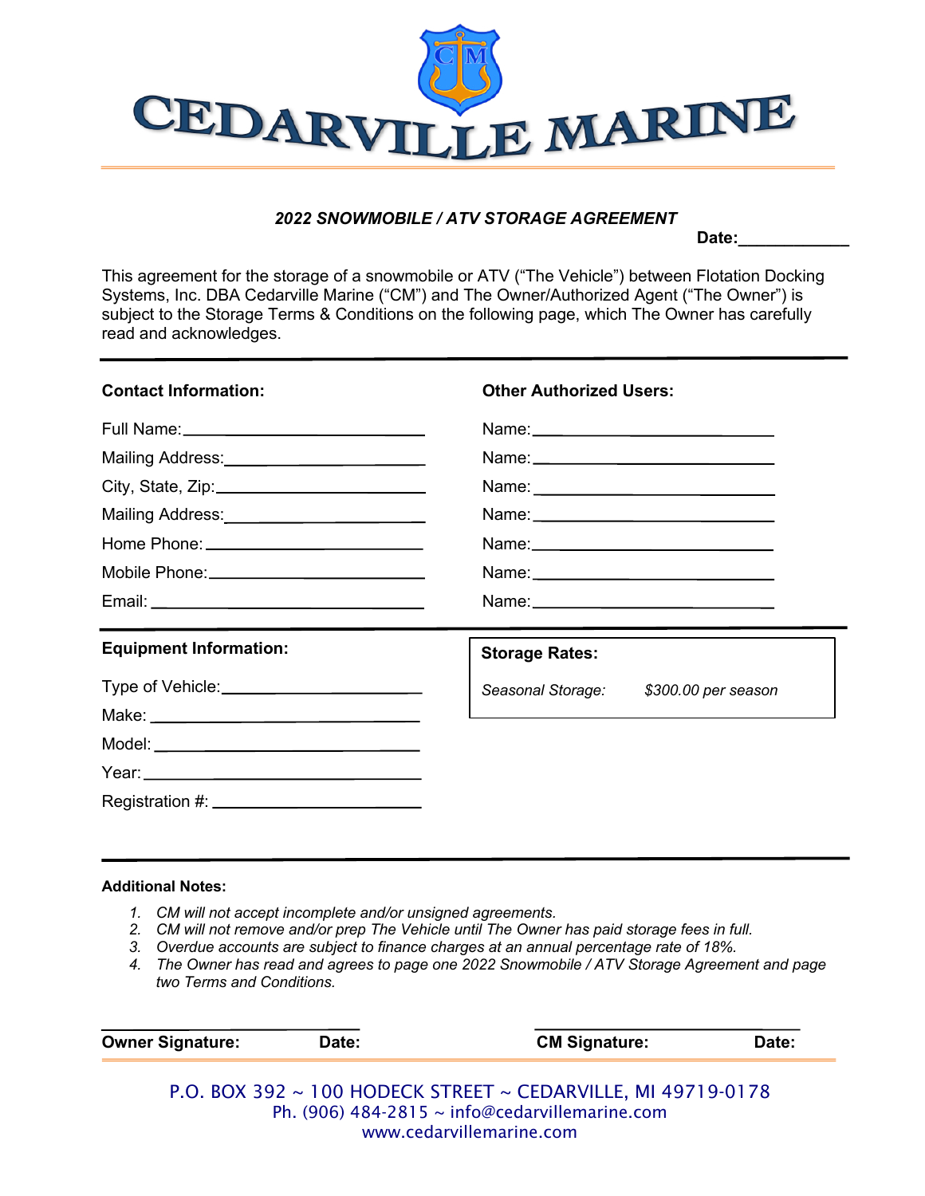# CEDARVILLE MARINE

### *2022 SNOWMOBILE / ATV STORAGE AGREEMENT*

**Date:**\_\_\_\_\_\_\_\_\_\_\_\_

This agreement for the storage of a snowmobile or ATV ("The Vehicle") between Flotation Docking Systems, Inc. DBA Cedarville Marine ("CM") and The Owner/Authorized Agent ("The Owner") is subject to the Storage Terms & Conditions on the following page, which The Owner has carefully read and acknowledges.

---

**Contact Information:**

Full Name:\_\_\_\_\_\_\_\_\_\_\_\_\_\_\_\_\_\_\_\_\_\_\_\_\_\_

Mailing Address:\_\_\_\_\_\_\_\_\_\_\_\_\_\_\_\_\_\_\_\_\_\_

City, State, Zip:\_\_\_\_\_\_\_\_\_\_\_\_\_\_\_\_\_\_\_\_\_\_

Mailing Address:\_\_\_\_\_\_\_\_\_\_\_\_\_\_\_\_\_\_\_\_\_\_

Home Phone:\_\_\_\_\_\_\_\_\_\_\_\_\_\_\_\_\_\_\_\_\_\_\_\_

Mobile Phone:\_\_\_\_\_\_\_\_\_\_\_\_\_\_\_\_\_\_\_\_\_\_\_

Email:\_\_\_\_\_\_\_\_\_\_\_\_\_\_\_\_\_\_\_\_\_\_\_\_\_\_\_\_\_

**Other Authorized Users:**

Name:\_\_\_\_\_\_\_\_\_\_\_\_\_\_\_\_\_\_\_\_\_\_\_\_\_\_\_

Name:\_\_\_\_\_\_\_\_\_\_\_\_\_\_\_\_\_\_\_\_\_\_\_\_\_\_\_

Name:\_\_\_\_\_\_\_\_\_\_\_\_\_\_\_\_\_\_\_\_\_\_\_\_\_\_\_

Name:\_\_\_\_\_\_\_\_\_\_\_\_\_\_\_\_\_\_\_\_\_\_\_\_\_\_\_

Name:\_\_\_\_\_\_\_\_\_\_\_\_\_\_\_\_\_\_\_\_\_\_\_\_\_\_\_

Name:\_\_\_\_\_\_\_\_\_\_\_\_\_\_\_\_\_\_\_\_\_\_\_\_\_\_\_

Name:\_\_\_\_\_\_\_\_\_\_\_\_\_\_\_\_\_\_\_\_\_\_\_\_\_\_\_

---

**Equipment Information:**

Type of Vehicle:\_\_\_\_\_\_\_\_\_\_\_\_\_\_\_\_\_\_\_\_\_\_

Make:\_\_\_\_\_\_\_\_\_\_\_\_\_\_\_\_\_\_\_\_\_\_\_\_\_\_\_\_\_

Model:\_\_\_\_\_\_\_\_\_\_\_\_\_\_\_\_\_\_\_\_\_\_\_\_\_\_\_\_

Year:\_\_\_\_\_\_\_\_\_\_\_\_\_\_\_\_\_\_\_\_\_\_\_\_\_\_\_\_\_\_

Registration #:\_\_\_\_\_\_\_\_\_\_\_\_\_\_\_\_\_\_\_\_\_\_\_

**Storage Rates:**

*Seasonal Storage:* *$300.00 per season*

---

**Additional Notes:**

1. *CM will not accept incomplete and/or unsigned agreements.*
2. *CM will not remove and/or prep The Vehicle until The Owner has paid storage fees in full.*
3. *Overdue accounts are subject to finance charges at an annual percentage rate of 18%.*
4. *The Owner has read and agrees to page one 2022 Snowmobile / ATV Storage Agreement and page two Terms and Conditions.*

\_\_\_\_\_\_\_\_\_\_\_\_\_\_\_\_\_\_\_\_\_\_\_\_\_\_\_\_ \_\_\_\_\_\_\_\_\_\_\_\_\_\_\_\_\_\_\_\_\_\_\_\_\_\_\_\_

**Owner Signature:** **Date:** **CM Signature:** **Date:**

P.O. BOX 392 ~ 100 HODECK STREET ~ CEDARVILLE, MI 49719-0178
Ph. (906) 484-2815 ~ info@cedarvillemarine.com
www.cedarvillemarine.com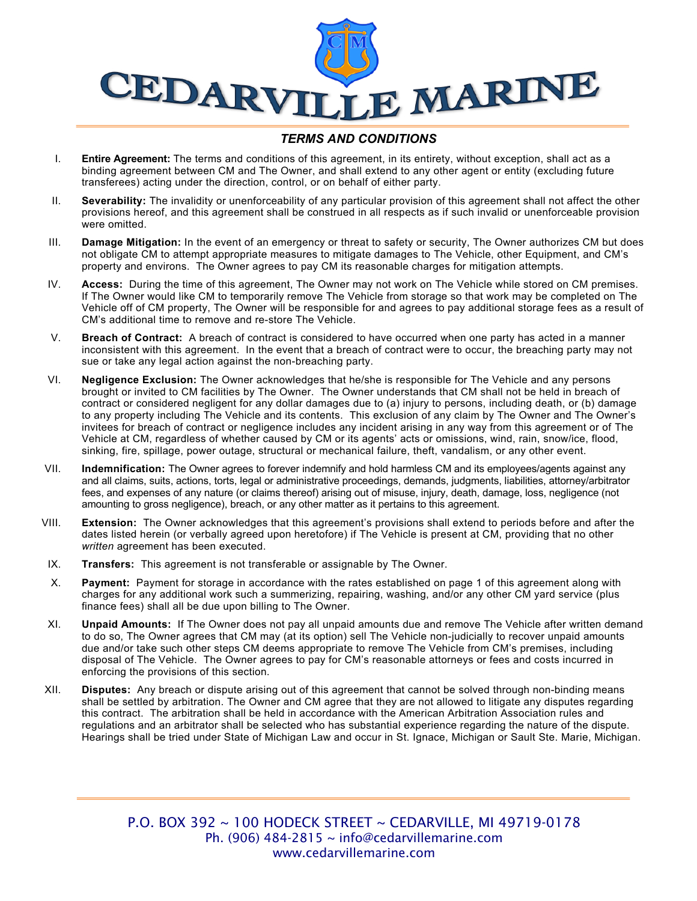# CEDARVILLE MARINE

## *TERMS AND CONDITIONS*

I. **Entire Agreement:** The terms and conditions of this agreement, in its entirety, without exception, shall act as a binding agreement between CM and The Owner, and shall extend to any other agent or entity (excluding future transferees) acting under the direction, control, or on behalf of either party.

II. **Severability:** The invalidity or unenforceability of any particular provision of this agreement shall not affect the other provisions hereof, and this agreement shall be construed in all respects as if such invalid or unenforceable provision were omitted.

III. **Damage Mitigation:** In the event of an emergency or threat to safety or security, The Owner authorizes CM but does not obligate CM to attempt appropriate measures to mitigate damages to The Vehicle, other Equipment, and CM's property and environs. The Owner agrees to pay CM its reasonable charges for mitigation attempts.

IV. **Access:** During the time of this agreement, The Owner may not work on The Vehicle while stored on CM premises. If The Owner would like CM to temporarily remove The Vehicle from storage so that work may be completed on The Vehicle off of CM property, The Owner will be responsible for and agrees to pay additional storage fees as a result of CM's additional time to remove and re-store The Vehicle.

V. **Breach of Contract:** A breach of contract is considered to have occurred when one party has acted in a manner inconsistent with this agreement. In the event that a breach of contract were to occur, the breaching party may not sue or take any legal action against the non-breaching party.

VI. **Negligence Exclusion:** The Owner acknowledges that he/she is responsible for The Vehicle and any persons brought or invited to CM facilities by The Owner. The Owner understands that CM shall not be held in breach of contract or considered negligent for any dollar damages due to (a) injury to persons, including death, or (b) damage to any property including The Vehicle and its contents. This exclusion of any claim by The Owner and The Owner's invitees for breach of contract or negligence includes any incident arising in any way from this agreement or of The Vehicle at CM, regardless of whether caused by CM or its agents' acts or omissions, wind, rain, snow/ice, flood, sinking, fire, spillage, power outage, structural or mechanical failure, theft, vandalism, or any other event.

VII. **Indemnification:** The Owner agrees to forever indemnify and hold harmless CM and its employees/agents against any and all claims, suits, actions, torts, legal or administrative proceedings, demands, judgments, liabilities, attorney/arbitrator fees, and expenses of any nature (or claims thereof) arising out of misuse, injury, death, damage, loss, negligence (not amounting to gross negligence), breach, or any other matter as it pertains to this agreement.

VIII. **Extension:** The Owner acknowledges that this agreement's provisions shall extend to periods before and after the dates listed herein (or verbally agreed upon heretofore) if The Vehicle is present at CM, providing that no other *written* agreement has been executed.

IX. **Transfers:** This agreement is not transferable or assignable by The Owner.

X. **Payment:** Payment for storage in accordance with the rates established on page 1 of this agreement along with charges for any additional work such a summerizing, repairing, washing, and/or any other CM yard service (plus finance fees) shall all be due upon billing to The Owner.

XI. **Unpaid Amounts:** If The Owner does not pay all unpaid amounts due and remove The Vehicle after written demand to do so, The Owner agrees that CM may (at its option) sell The Vehicle non-judicially to recover unpaid amounts due and/or take such other steps CM deems appropriate to remove The Vehicle from CM's premises, including disposal of The Vehicle. The Owner agrees to pay for CM's reasonable attorneys or fees and costs incurred in enforcing the provisions of this section.

XII. **Disputes:** Any breach or dispute arising out of this agreement that cannot be solved through non-binding means shall be settled by arbitration. The Owner and CM agree that they are not allowed to litigate any disputes regarding this contract. The arbitration shall be held in accordance with the American Arbitration Association rules and regulations and an arbitrator shall be selected who has substantial experience regarding the nature of the dispute. Hearings shall be tried under State of Michigan Law and occur in St. Ignace, Michigan or Sault Ste. Marie, Michigan.

P.O. BOX 392 ~ 100 HODECK STREET ~ CEDARVILLE, MI 49719-0178
Ph. (906) 484-2815 ~ info@cedarvillemarine.com
www.cedarvillemarine.com